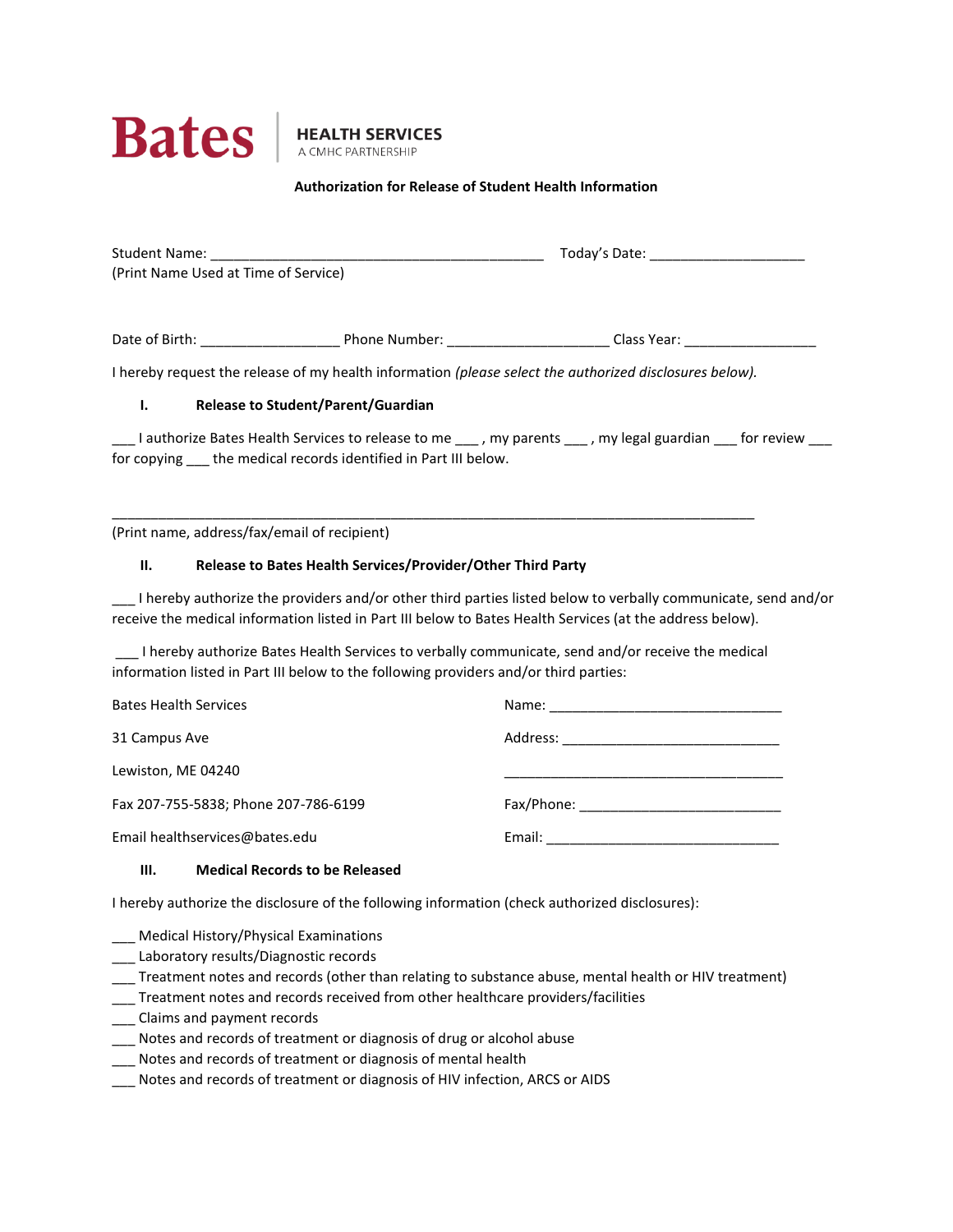**Bates** | **HEALTH SERVICES**
A CMHC PARTNERSHIP

**Authorization for Release of Student Health Information**

Student Name: ___________________________________________ Today's Date: ____________________
(Print Name Used at Time of Service)

Date of Birth: __________________ Phone Number: _____________________ Class Year: _________________

I hereby request the release of my health information *(please select the authorized disclosures below).*

**I. Release to Student/Parent/Guardian**

___ I authorize Bates Health Services to release to me ___ , my parents ___ , my legal guardian ___ for review ___ for copying ___ the medical records identified in Part III below.

_____________________________________________________________________________________
(Print name, address/fax/email of recipient)

**II. Release to Bates Health Services/Provider/Other Third Party**

___ I hereby authorize the providers and/or other third parties listed below to verbally communicate, send and/or receive the medical information listed in Part III below to Bates Health Services (at the address below).

___ I hereby authorize Bates Health Services to verbally communicate, send and/or receive the medical information listed in Part III below to the following providers and/or third parties:

| | |
|---|---|
| Bates Health Services | Name: _______________________________ |
| 31 Campus Ave | Address: _____________________________ |
| Lewiston, ME 04240 | ______________________________________ |
| Fax 207-755-5838; Phone 207-786-6199 | Fax/Phone: ___________________________ |
| Email healthservices@bates.edu | Email: _______________________________ |

**III. Medical Records to be Released**

I hereby authorize the disclosure of the following information (check authorized disclosures):

___ Medical History/Physical Examinations
___ Laboratory results/Diagnostic records
___ Treatment notes and records (other than relating to substance abuse, mental health or HIV treatment)
___ Treatment notes and records received from other healthcare providers/facilities
___ Claims and payment records
___ Notes and records of treatment or diagnosis of drug or alcohol abuse
___ Notes and records of treatment or diagnosis of mental health
___ Notes and records of treatment or diagnosis of HIV infection, ARCS or AIDS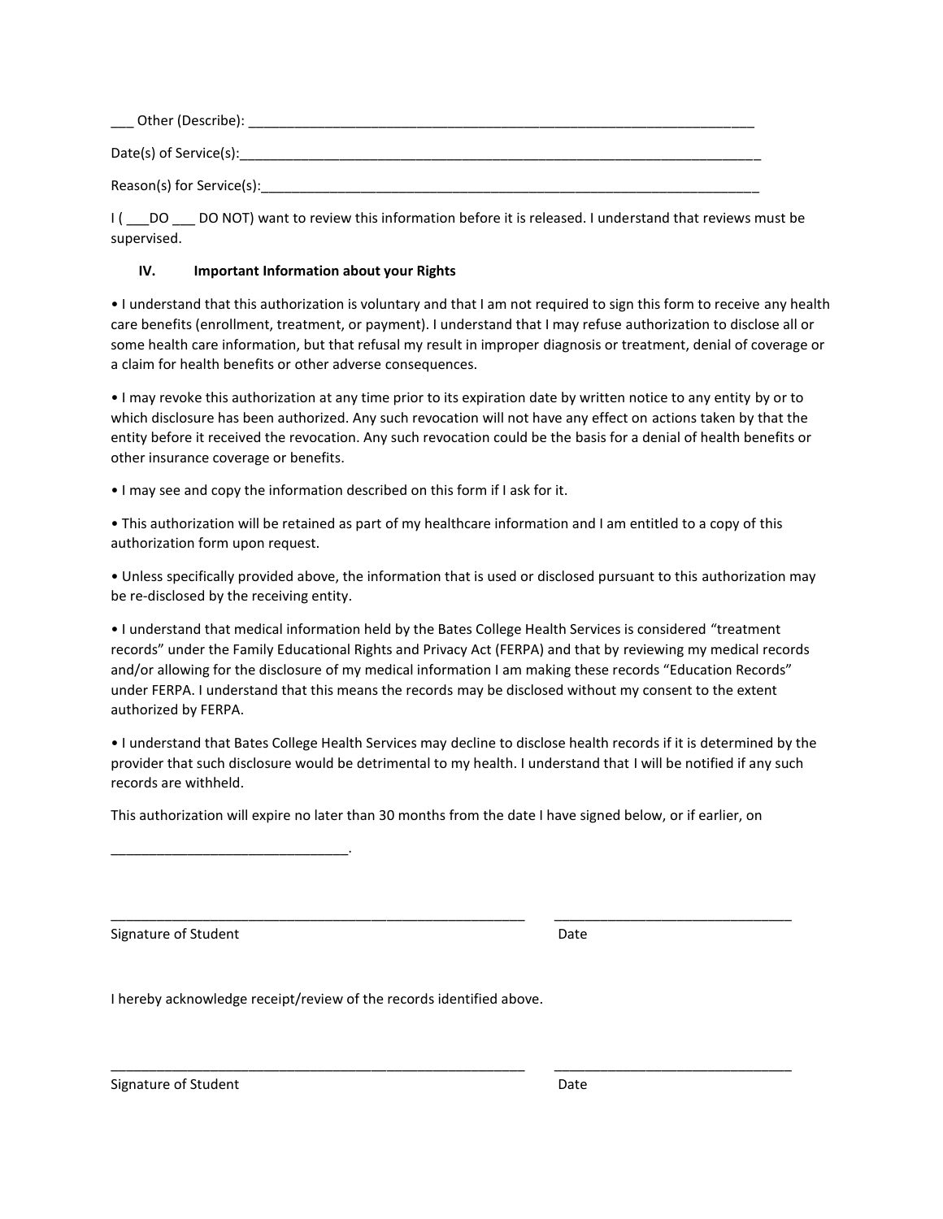___ Other (Describe): ______________________________________________________________________

Date(s) of Service(s):_________________________________________________________________________

Reason(s) for Service(s):______________________________________________________________________

I ( ___DO ___ DO NOT) want to review this information before it is released. I understand that reviews must be supervised.

### IV. Important Information about your Rights

- I understand that this authorization is voluntary and that I am not required to sign this form to receive any health care benefits (enrollment, treatment, or payment). I understand that I may refuse authorization to disclose all or some health care information, but that refusal my result in improper diagnosis or treatment, denial of coverage or a claim for health benefits or other adverse consequences.

- I may revoke this authorization at any time prior to its expiration date by written notice to any entity by or to which disclosure has been authorized. Any such revocation will not have any effect on actions taken by that the entity before it received the revocation. Any such revocation could be the basis for a denial of health benefits or other insurance coverage or benefits.

- I may see and copy the information described on this form if I ask for it.

- This authorization will be retained as part of my healthcare information and I am entitled to a copy of this authorization form upon request.

- Unless specifically provided above, the information that is used or disclosed pursuant to this authorization may be re-disclosed by the receiving entity.

- I understand that medical information held by the Bates College Health Services is considered “treatment records” under the Family Educational Rights and Privacy Act (FERPA) and that by reviewing my medical records and/or allowing for the disclosure of my medical information I am making these records “Education Records” under FERPA. I understand that this means the records may be disclosed without my consent to the extent authorized by FERPA.

- I understand that Bates College Health Services may decline to disclose health records if it is determined by the provider that such disclosure would be detrimental to my health. I understand that I will be notified if any such records are withheld.

This authorization will expire no later than 30 months from the date I have signed below, or if earlier, on

_______________________________.

_________________________________________________________ _______________________________

Signature of Student Date

I hereby acknowledge receipt/review of the records identified above.

_________________________________________________________ _______________________________

Signature of Student Date